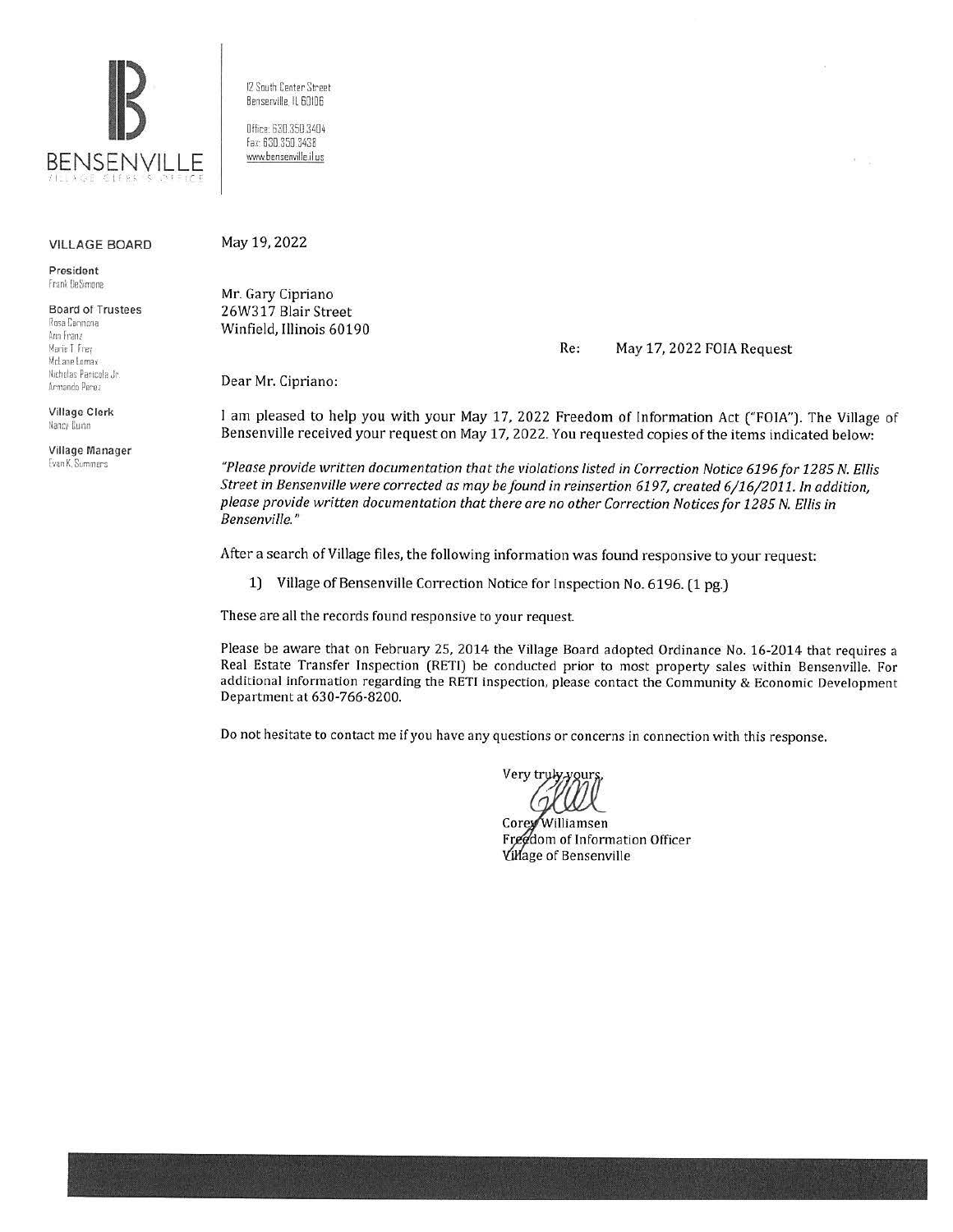**BENSENVILLE**
VILLAGE CLERK'S OFFICE

12 South Center Street
Bensenville, IL 60106

Office: 630.350.3404
Fax: 630.350.3438
www.bensenville.il.us

**VILLAGE BOARD**

**President**
Frank DeSimone

**Board of Trustees**
Rosa Carmona
Ann Franz
Marie T. Frey
McLane Lomax
Nicholas Panicola Jr.
Armando Perez

**Village Clerk**
Nancy Quinn

**Village Manager**
Evan K. Summers

May 19, 2022

Mr. Gary Cipriano
26W317 Blair Street
Winfield, Illinois 60190

Re: May 17, 2022 FOIA Request

Dear Mr. Cipriano:

I am pleased to help you with your May 17, 2022 Freedom of Information Act ("FOIA"). The Village of Bensenville received your request on May 17, 2022. You requested copies of the items indicated below:

*"Please provide written documentation that the violations listed in Correction Notice 6196 for 1285 N. Ellis Street in Bensenville were corrected as may be found in reinsertion 6197, created 6/16/2011. In addition, please provide written documentation that there are no other Correction Notices for 1285 N. Ellis in Bensenville."*

After a search of Village files, the following information was found responsive to your request:

1) Village of Bensenville Correction Notice for Inspection No. 6196. (1 pg.)

These are all the records found responsive to your request.

Please be aware that on February 25, 2014 the Village Board adopted Ordinance No. 16-2014 that requires a Real Estate Transfer Inspection (RETI) be conducted prior to most property sales within Bensenville. For additional information regarding the RETI inspection, please contact the Community & Economic Development Department at 630-766-8200.

Do not hesitate to contact me if you have any questions or concerns in connection with this response.

Very truly yours,

Corey Williamsen
Freedom of Information Officer
Village of Bensenville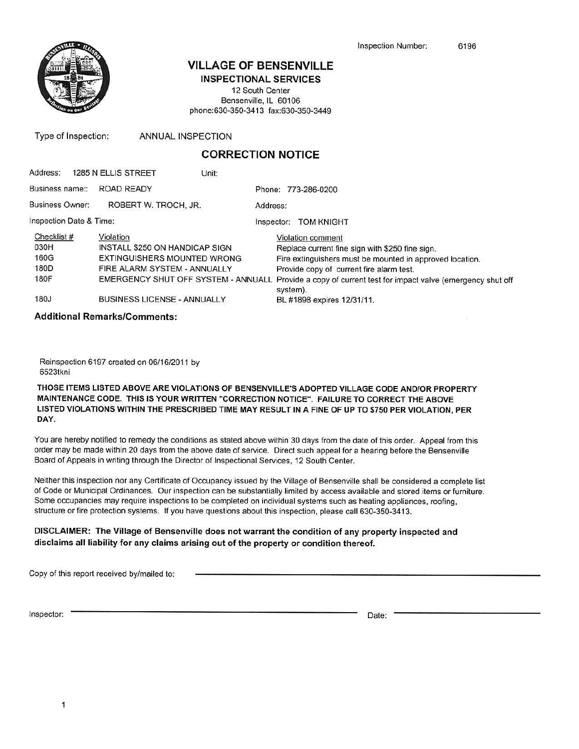Inspection Number: 6196

# VILLAGE OF BENSENVILLE

## INSPECTIONAL SERVICES

12 South Center
Bensenville, IL 60106
phone:630-350-3413 fax:630-350-3449

Type of Inspection: ANNUAL INSPECTION

## CORRECTION NOTICE

Address: 1285 N ELLIS STREET Unit:

Business name:: ROAD READY Phone: 773-286-0200

Business Owner: ROBERT W. TROCH, JR. Address:

Inspection Date & Time: Inspector: TOM KNIGHT

| Checklist # | Violation | Violation comment |
|---|---|---|
| 030H | INSTALL $250 ON HANDICAP SIGN | Replace current fine sign with $250 fine sign. |
| 160G | EXTINGUISHERS MOUNTED WRONG | Fire extinguishers must be mounted in approved location. |
| 180D | FIRE ALARM SYSTEM - ANNUALLY | Provide copy of current fire alarm test. |
| 180F | EMERGENCY SHUT OFF SYSTEM - ANNUALL | Provide a copy of current test for impact valve (emergency shut off system). |
| 180J | BUSINESS LICENSE - ANNUALLY | BL #1898 expires 12/31/11. |

**Additional Remarks/Comments:**

Reinspection 6197 created on 06/16/2011 by 6523tkni

**THOSE ITEMS LISTED ABOVE ARE VIOLATIONS OF BENSENVILLE'S ADOPTED VILLAGE CODE AND/OR PROPERTY MAINTENANCE CODE. THIS IS YOUR WRITTEN "CORRECTION NOTICE". FAILURE TO CORRECT THE ABOVE LISTED VIOLATIONS WITHIN THE PRESCRIBED TIME MAY RESULT IN A FINE OF UP TO $750 PER VIOLATION, PER DAY.**

You are hereby notified to remedy the conditions as stated above within 30 days from the date of this order. Appeal from this order may be made within 20 days from the above date of service. Direct such appeal for a hearing before the Bensenville Board of Appeals in writing through the Director of Inspectional Services, 12 South Center.

Neither this inspection nor any Certificate of Occupancy issued by the Village of Bensenville shall be considered a complete list of Code or Municipal Ordinances. Our inspection can be substantially limited by access available and stored items or furniture. Some occupancies may require inspections to be completed on individual systems such as heating appliances, roofing, structure or fire protection systems. If you have questions about this inspection, please call 630-350-3413.

**DISCLAIMER: The Village of Bensenville does not warrant the condition of any property inspected and disclaims all liability for any claims arising out of the property or condition thereof.**

Copy of this report received by/mailed to: ____________________

Inspector: ____________________ Date: ____________________